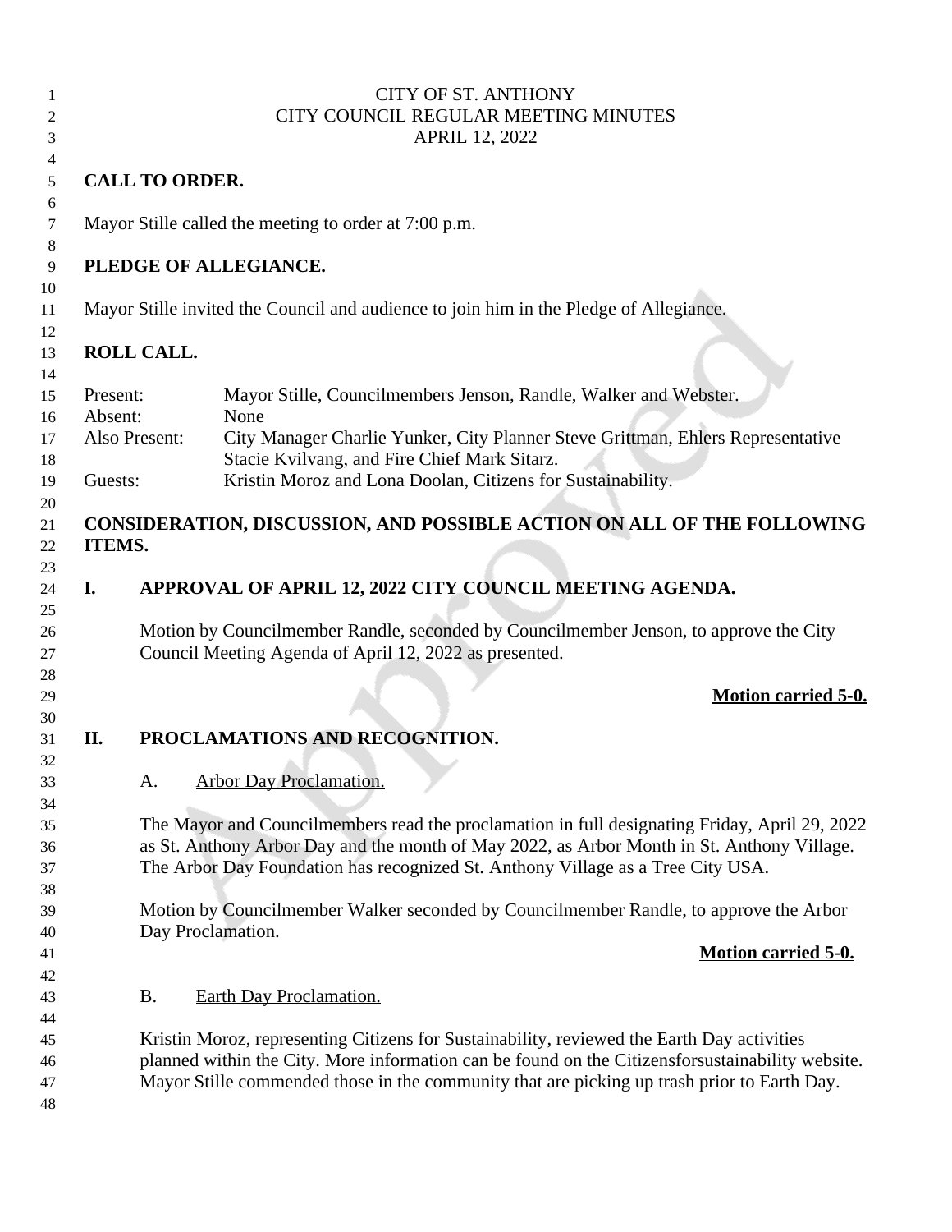CITY OF ST. ANTHONY
CITY COUNCIL REGULAR MEETING MINUTES
APRIL 12, 2022

**CALL TO ORDER.**

Mayor Stille called the meeting to order at 7:00 p.m.

**PLEDGE OF ALLEGIANCE.**

Mayor Stille invited the Council and audience to join him in the Pledge of Allegiance.

**ROLL CALL.**

Present: Mayor Stille, Councilmembers Jenson, Randle, Walker and Webster.
Absent: None
Also Present: City Manager Charlie Yunker, City Planner Steve Grittman, Ehlers Representative Stacie Kvilvang, and Fire Chief Mark Sitarz.
Guests: Kristin Moroz and Lona Doolan, Citizens for Sustainability.

**CONSIDERATION, DISCUSSION, AND POSSIBLE ACTION ON ALL OF THE FOLLOWING ITEMS.**

**I. APPROVAL OF APRIL 12, 2022 CITY COUNCIL MEETING AGENDA.**

Motion by Councilmember Randle, seconded by Councilmember Jenson, to approve the City Council Meeting Agenda of April 12, 2022 as presented.

**Motion carried 5-0.**

**II. PROCLAMATIONS AND RECOGNITION.**

A. Arbor Day Proclamation.

The Mayor and Councilmembers read the proclamation in full designating Friday, April 29, 2022 as St. Anthony Arbor Day and the month of May 2022, as Arbor Month in St. Anthony Village. The Arbor Day Foundation has recognized St. Anthony Village as a Tree City USA.

Motion by Councilmember Walker seconded by Councilmember Randle, to approve the Arbor Day Proclamation.

**Motion carried 5-0.**

B. Earth Day Proclamation.

Kristin Moroz, representing Citizens for Sustainability, reviewed the Earth Day activities planned within the City. More information can be found on the Citizensforsustainability website. Mayor Stille commended those in the community that are picking up trash prior to Earth Day.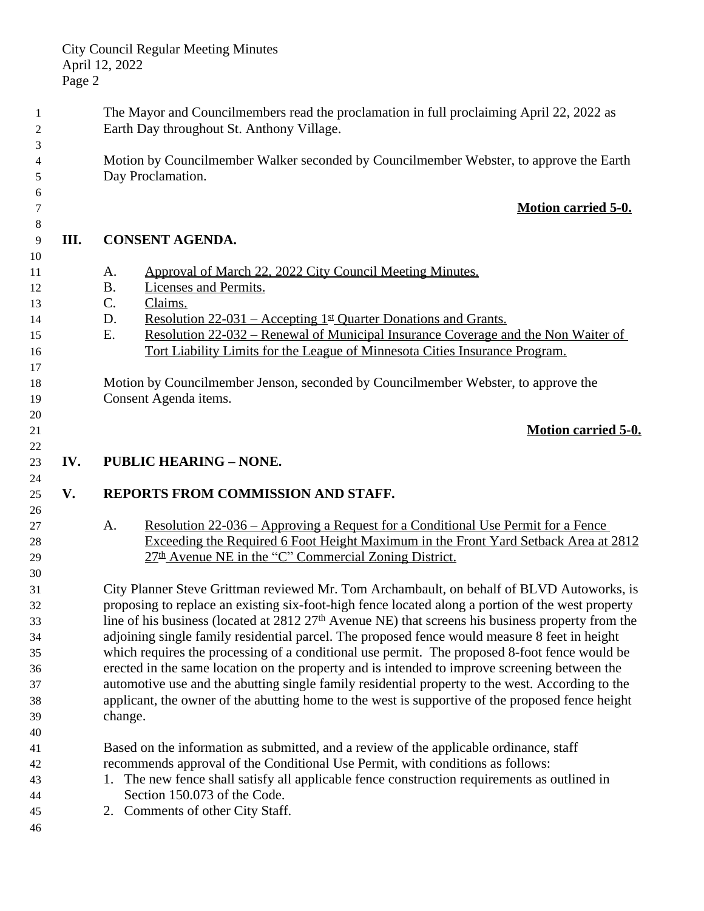The Mayor and Councilmembers read the proclamation in full proclaiming April 22, 2022 as Earth Day throughout St. Anthony Village.

Motion by Councilmember Walker seconded by Councilmember Webster, to approve the Earth Day Proclamation.

**Motion carried 5-0.**

## III. CONSENT AGENDA.

A. Approval of March 22, 2022 City Council Meeting Minutes.
B. Licenses and Permits.
C. Claims.
D. Resolution 22-031 – Accepting 1st Quarter Donations and Grants.
E. Resolution 22-032 – Renewal of Municipal Insurance Coverage and the Non Waiter of Tort Liability Limits for the League of Minnesota Cities Insurance Program.

Motion by Councilmember Jenson, seconded by Councilmember Webster, to approve the Consent Agenda items.

**Motion carried 5-0.**

## IV. PUBLIC HEARING – NONE.

## V. REPORTS FROM COMMISSION AND STAFF.

A. Resolution 22-036 – Approving a Request for a Conditional Use Permit for a Fence Exceeding the Required 6 Foot Height Maximum in the Front Yard Setback Area at 2812 27th Avenue NE in the "C" Commercial Zoning District.

City Planner Steve Grittman reviewed Mr. Tom Archambault, on behalf of BLVD Autoworks, is proposing to replace an existing six-foot-high fence located along a portion of the west property line of his business (located at 2812 27th Avenue NE) that screens his business property from the adjoining single family residential parcel. The proposed fence would measure 8 feet in height which requires the processing of a conditional use permit. The proposed 8-foot fence would be erected in the same location on the property and is intended to improve screening between the automotive use and the abutting single family residential property to the west. According to the applicant, the owner of the abutting home to the west is supportive of the proposed fence height change.

Based on the information as submitted, and a review of the applicable ordinance, staff recommends approval of the Conditional Use Permit, with conditions as follows:

1. The new fence shall satisfy all applicable fence construction requirements as outlined in Section 150.073 of the Code.
2. Comments of other City Staff.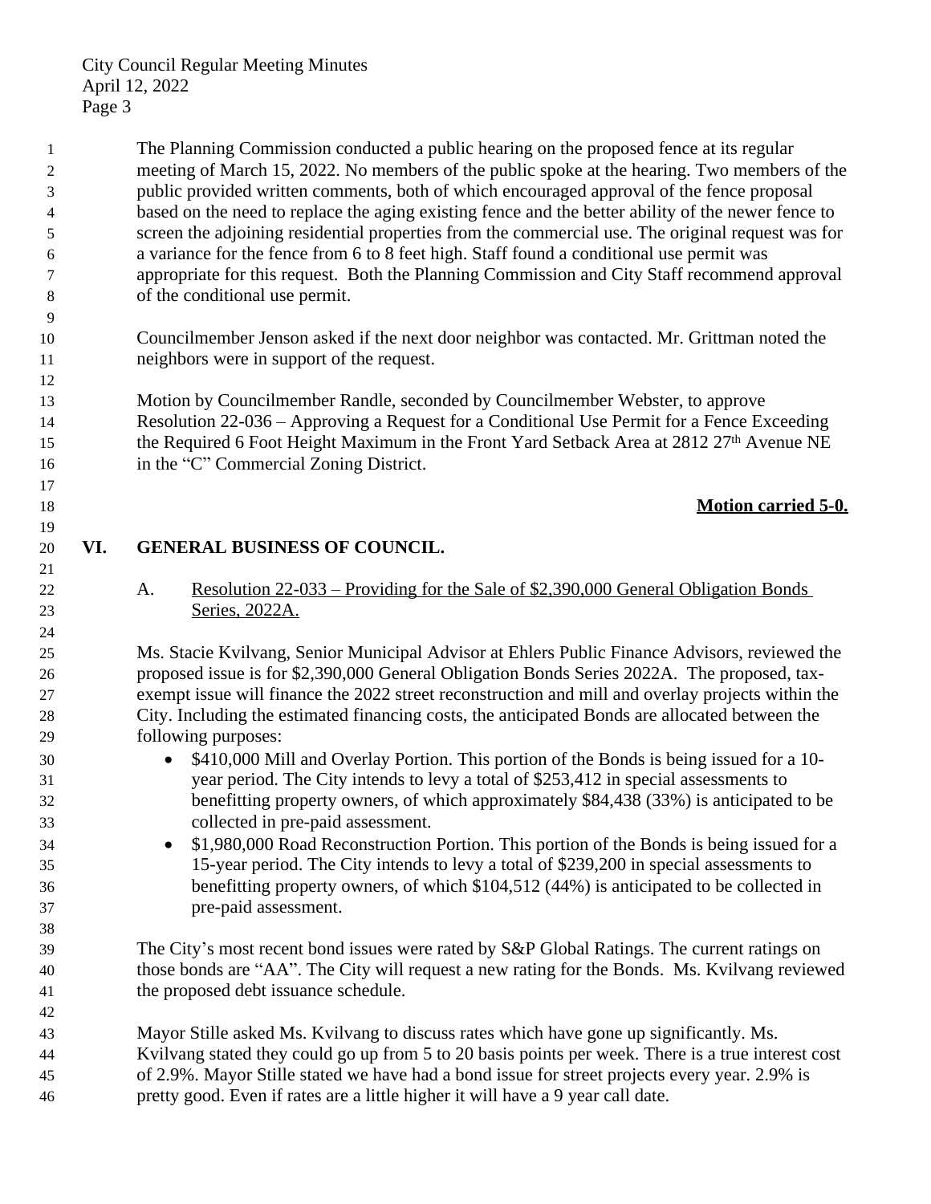The Planning Commission conducted a public hearing on the proposed fence at its regular meeting of March 15, 2022. No members of the public spoke at the hearing. Two members of the public provided written comments, both of which encouraged approval of the fence proposal based on the need to replace the aging existing fence and the better ability of the newer fence to screen the adjoining residential properties from the commercial use. The original request was for a variance for the fence from 6 to 8 feet high. Staff found a conditional use permit was appropriate for this request. Both the Planning Commission and City Staff recommend approval of the conditional use permit.

Councilmember Jenson asked if the next door neighbor was contacted. Mr. Grittman noted the neighbors were in support of the request.

Motion by Councilmember Randle, seconded by Councilmember Webster, to approve Resolution 22-036 – Approving a Request for a Conditional Use Permit for a Fence Exceeding the Required 6 Foot Height Maximum in the Front Yard Setback Area at 2812 27th Avenue NE in the "C" Commercial Zoning District.

**Motion carried 5-0.**

## VI. GENERAL BUSINESS OF COUNCIL.

A. Resolution 22-033 – Providing for the Sale of $2,390,000 General Obligation Bonds Series, 2022A.

Ms. Stacie Kvilvang, Senior Municipal Advisor at Ehlers Public Finance Advisors, reviewed the proposed issue is for $2,390,000 General Obligation Bonds Series 2022A. The proposed, tax-exempt issue will finance the 2022 street reconstruction and mill and overlay projects within the City. Including the estimated financing costs, the anticipated Bonds are allocated between the following purposes:

- $410,000 Mill and Overlay Portion. This portion of the Bonds is being issued for a 10-year period. The City intends to levy a total of $253,412 in special assessments to benefitting property owners, of which approximately $84,438 (33%) is anticipated to be collected in pre-paid assessment.
- $1,980,000 Road Reconstruction Portion. This portion of the Bonds is being issued for a 15-year period. The City intends to levy a total of $239,200 in special assessments to benefitting property owners, of which $104,512 (44%) is anticipated to be collected in pre-paid assessment.

The City's most recent bond issues were rated by S&P Global Ratings. The current ratings on those bonds are "AA". The City will request a new rating for the Bonds. Ms. Kvilvang reviewed the proposed debt issuance schedule.

Mayor Stille asked Ms. Kvilvang to discuss rates which have gone up significantly. Ms. Kvilvang stated they could go up from 5 to 20 basis points per week. There is a true interest cost of 2.9%. Mayor Stille stated we have had a bond issue for street projects every year. 2.9% is pretty good. Even if rates are a little higher it will have a 9 year call date.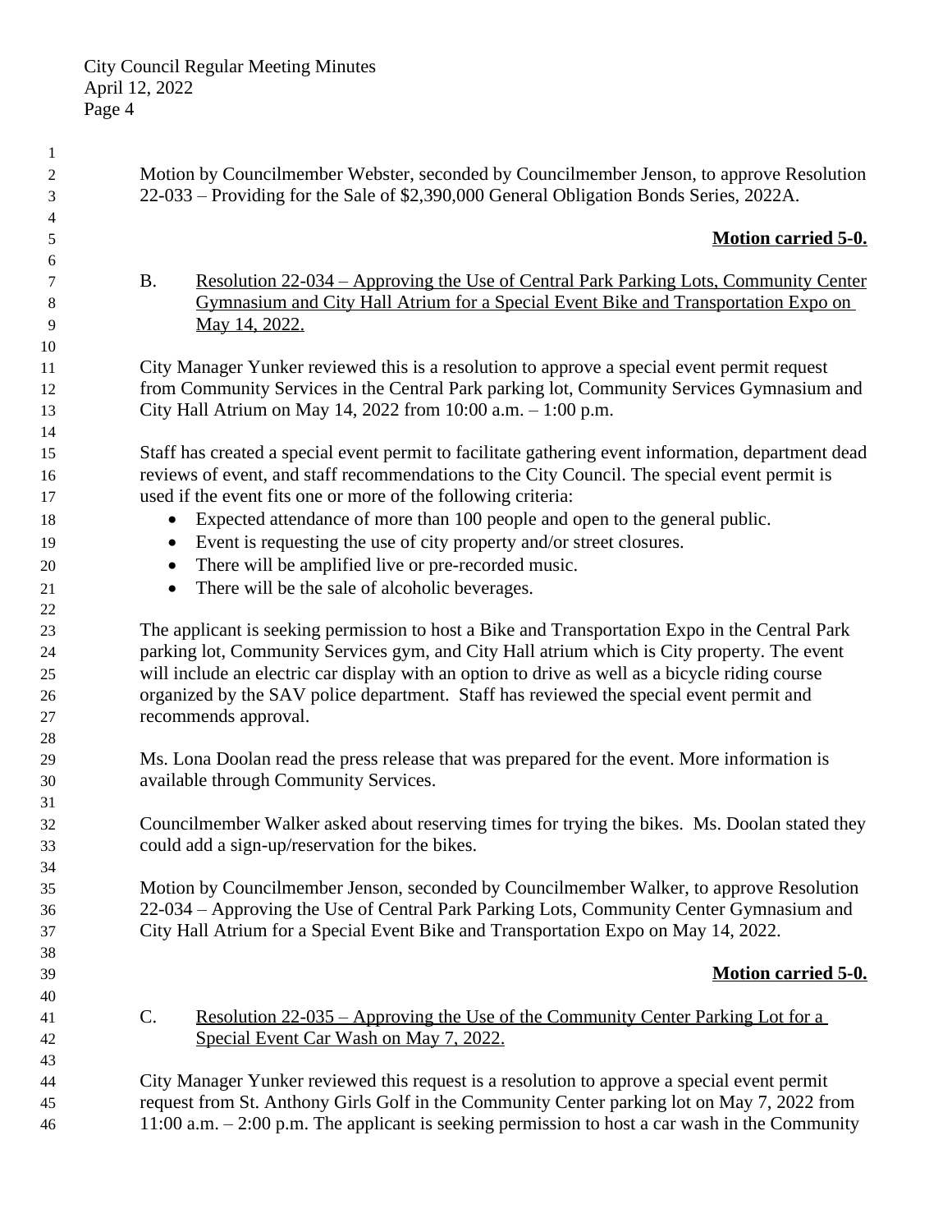Motion by Councilmember Webster, seconded by Councilmember Jenson, to approve Resolution 22-033 – Providing for the Sale of $2,390,000 General Obligation Bonds Series, 2022A.

**Motion carried 5-0.**

B. Resolution 22-034 – Approving the Use of Central Park Parking Lots, Community Center Gymnasium and City Hall Atrium for a Special Event Bike and Transportation Expo on May 14, 2022.

City Manager Yunker reviewed this is a resolution to approve a special event permit request from Community Services in the Central Park parking lot, Community Services Gymnasium and City Hall Atrium on May 14, 2022 from 10:00 a.m. – 1:00 p.m.

Staff has created a special event permit to facilitate gathering event information, department dead reviews of event, and staff recommendations to the City Council. The special event permit is used if the event fits one or more of the following criteria:

- Expected attendance of more than 100 people and open to the general public.
- Event is requesting the use of city property and/or street closures.
- There will be amplified live or pre-recorded music.
- There will be the sale of alcoholic beverages.

The applicant is seeking permission to host a Bike and Transportation Expo in the Central Park parking lot, Community Services gym, and City Hall atrium which is City property. The event will include an electric car display with an option to drive as well as a bicycle riding course organized by the SAV police department. Staff has reviewed the special event permit and recommends approval.

Ms. Lona Doolan read the press release that was prepared for the event. More information is available through Community Services.

Councilmember Walker asked about reserving times for trying the bikes. Ms. Doolan stated they could add a sign-up/reservation for the bikes.

Motion by Councilmember Jenson, seconded by Councilmember Walker, to approve Resolution 22-034 – Approving the Use of Central Park Parking Lots, Community Center Gymnasium and City Hall Atrium for a Special Event Bike and Transportation Expo on May 14, 2022.

**Motion carried 5-0.**

C. Resolution 22-035 – Approving the Use of the Community Center Parking Lot for a Special Event Car Wash on May 7, 2022.

City Manager Yunker reviewed this request is a resolution to approve a special event permit request from St. Anthony Girls Golf in the Community Center parking lot on May 7, 2022 from 11:00 a.m. – 2:00 p.m. The applicant is seeking permission to host a car wash in the Community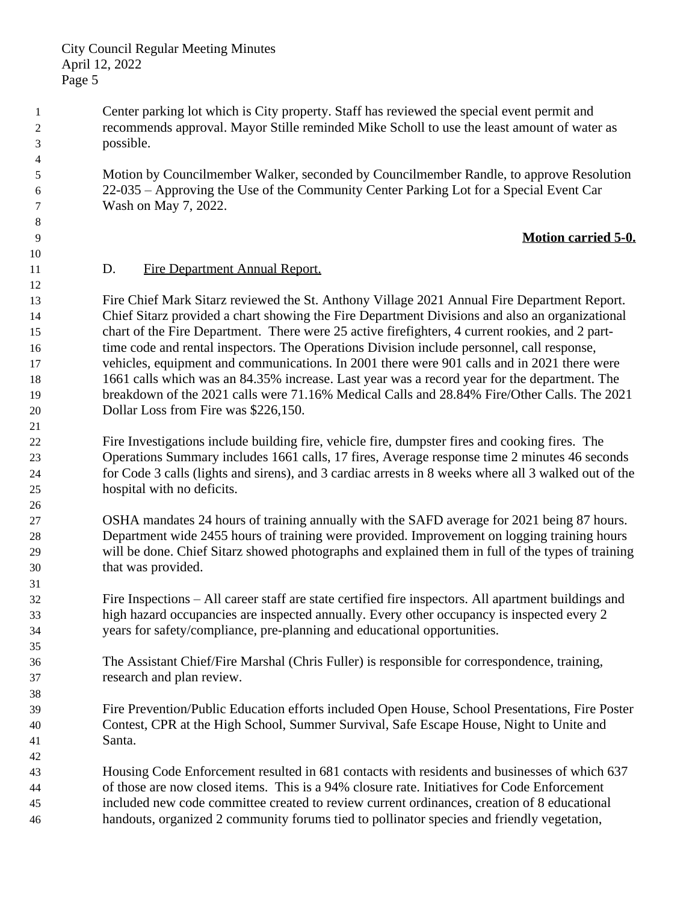Center parking lot which is City property. Staff has reviewed the special event permit and recommends approval. Mayor Stille reminded Mike Scholl to use the least amount of water as possible.

Motion by Councilmember Walker, seconded by Councilmember Randle, to approve Resolution 22-035 – Approving the Use of the Community Center Parking Lot for a Special Event Car Wash on May 7, 2022.

**Motion carried 5-0.**

D. Fire Department Annual Report.

Fire Chief Mark Sitarz reviewed the St. Anthony Village 2021 Annual Fire Department Report. Chief Sitarz provided a chart showing the Fire Department Divisions and also an organizational chart of the Fire Department. There were 25 active firefighters, 4 current rookies, and 2 part-time code and rental inspectors. The Operations Division include personnel, call response, vehicles, equipment and communications. In 2001 there were 901 calls and in 2021 there were 1661 calls which was an 84.35% increase. Last year was a record year for the department. The breakdown of the 2021 calls were 71.16% Medical Calls and 28.84% Fire/Other Calls. The 2021 Dollar Loss from Fire was $226,150.

Fire Investigations include building fire, vehicle fire, dumpster fires and cooking fires. The Operations Summary includes 1661 calls, 17 fires, Average response time 2 minutes 46 seconds for Code 3 calls (lights and sirens), and 3 cardiac arrests in 8 weeks where all 3 walked out of the hospital with no deficits.

OSHA mandates 24 hours of training annually with the SAFD average for 2021 being 87 hours. Department wide 2455 hours of training were provided. Improvement on logging training hours will be done. Chief Sitarz showed photographs and explained them in full of the types of training that was provided.

Fire Inspections – All career staff are state certified fire inspectors. All apartment buildings and high hazard occupancies are inspected annually. Every other occupancy is inspected every 2 years for safety/compliance, pre-planning and educational opportunities.

The Assistant Chief/Fire Marshal (Chris Fuller) is responsible for correspondence, training, research and plan review.

Fire Prevention/Public Education efforts included Open House, School Presentations, Fire Poster Contest, CPR at the High School, Summer Survival, Safe Escape House, Night to Unite and Santa.

Housing Code Enforcement resulted in 681 contacts with residents and businesses of which 637 of those are now closed items. This is a 94% closure rate. Initiatives for Code Enforcement included new code committee created to review current ordinances, creation of 8 educational handouts, organized 2 community forums tied to pollinator species and friendly vegetation,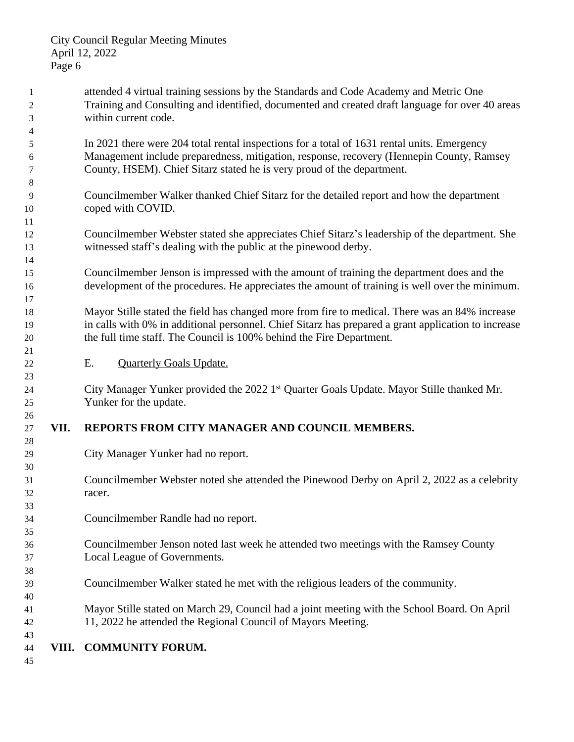attended 4 virtual training sessions by the Standards and Code Academy and Metric One Training and Consulting and identified, documented and created draft language for over 40 areas within current code.

In 2021 there were 204 total rental inspections for a total of 1631 rental units. Emergency Management include preparedness, mitigation, response, recovery (Hennepin County, Ramsey County, HSEM). Chief Sitarz stated he is very proud of the department.

Councilmember Walker thanked Chief Sitarz for the detailed report and how the department coped with COVID.

Councilmember Webster stated she appreciates Chief Sitarz's leadership of the department. She witnessed staff's dealing with the public at the pinewood derby.

Councilmember Jenson is impressed with the amount of training the department does and the development of the procedures. He appreciates the amount of training is well over the minimum.

Mayor Stille stated the field has changed more from fire to medical. There was an 84% increase in calls with 0% in additional personnel. Chief Sitarz has prepared a grant application to increase the full time staff. The Council is 100% behind the Fire Department.

E. Quarterly Goals Update.

City Manager Yunker provided the 2022 1st Quarter Goals Update. Mayor Stille thanked Mr. Yunker for the update.

## VII. REPORTS FROM CITY MANAGER AND COUNCIL MEMBERS.

City Manager Yunker had no report.

Councilmember Webster noted she attended the Pinewood Derby on April 2, 2022 as a celebrity racer.

Councilmember Randle had no report.

Councilmember Jenson noted last week he attended two meetings with the Ramsey County Local League of Governments.

Councilmember Walker stated he met with the religious leaders of the community.

Mayor Stille stated on March 29, Council had a joint meeting with the School Board. On April 11, 2022 he attended the Regional Council of Mayors Meeting.

## VIII. COMMUNITY FORUM.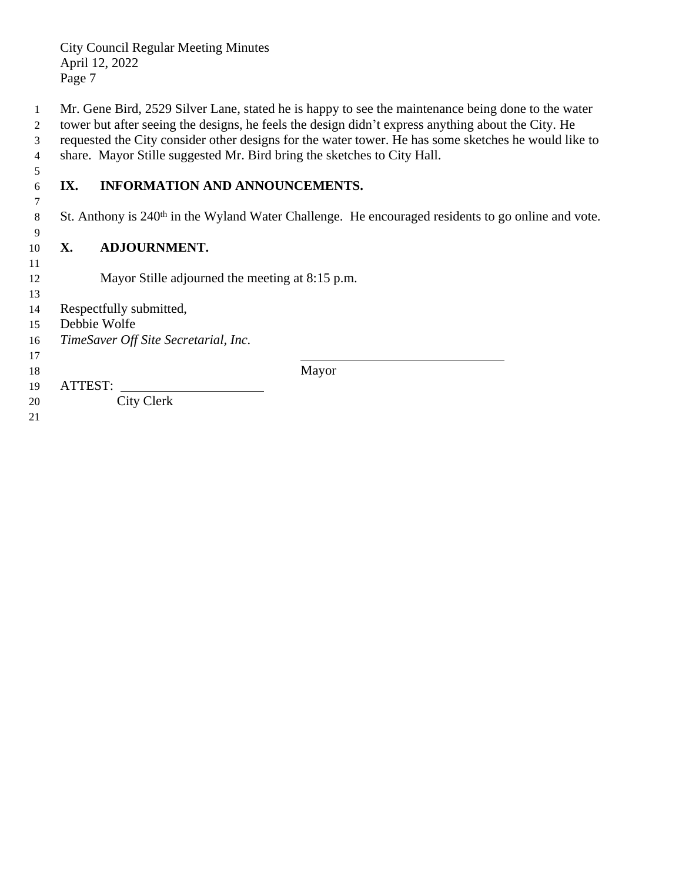Mr. Gene Bird, 2529 Silver Lane, stated he is happy to see the maintenance being done to the water tower but after seeing the designs, he feels the design didn't express anything about the City. He requested the City consider other designs for the water tower. He has some sketches he would like to share. Mayor Stille suggested Mr. Bird bring the sketches to City Hall.

## IX. INFORMATION AND ANNOUNCEMENTS.

St. Anthony is $240^{th}$ in the Wyland Water Challenge. He encouraged residents to go online and vote.

## X. ADJOURNMENT.

Mayor Stille adjourned the meeting at 8:15 p.m.

Respectfully submitted,
Debbie Wolfe
*TimeSaver Off Site Secretarial, Inc.*

\_\_\_\_\_\_\_\_\_\_\_\_\_\_\_\_\_\_\_\_\_\_\_\_\_\_\_\_\_\_
Mayor

ATTEST: \_\_\_\_\_\_\_\_\_\_\_\_\_\_\_\_\_\_\_\_
City Clerk